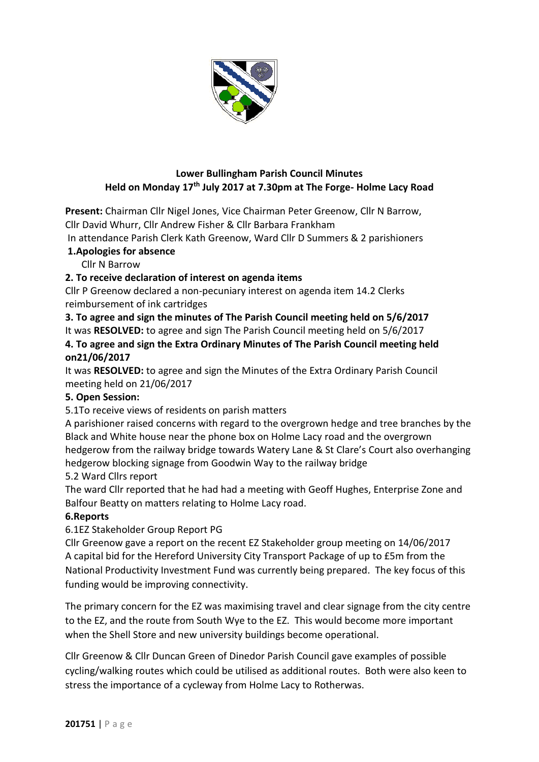**Lower Bullingham Parish Council Minutes**
**Held on Monday 17th July 2017 at 7.30pm at The Forge- Holme Lacy Road**

**Present:** Chairman Cllr Nigel Jones, Vice Chairman Peter Greenow, Cllr N Barrow, Cllr David Whurr, Cllr Andrew Fisher & Cllr Barbara Frankham

In attendance Parish Clerk Kath Greenow, Ward Cllr D Summers & 2 parishioners

**1.Apologies for absence**

Cllr N Barrow

**2. To receive declaration of interest on agenda items**

Cllr P Greenow declared a non-pecuniary interest on agenda item 14.2 Clerks reimbursement of ink cartridges

**3. To agree and sign the minutes of The Parish Council meeting held on 5/6/2017**

It was **RESOLVED:** to agree and sign The Parish Council meeting held on 5/6/2017

**4. To agree and sign the Extra Ordinary Minutes of The Parish Council meeting held on21/06/2017**

It was **RESOLVED:** to agree and sign the Minutes of the Extra Ordinary Parish Council meeting held on 21/06/2017

**5. Open Session:**

5.1To receive views of residents on parish matters

A parishioner raised concerns with regard to the overgrown hedge and tree branches by the Black and White house near the phone box on Holme Lacy road and the overgrown hedgerow from the railway bridge towards Watery Lane & St Clare's Court also overhanging hedgerow blocking signage from Goodwin Way to the railway bridge

5.2 Ward Cllrs report

The ward Cllr reported that he had had a meeting with Geoff Hughes, Enterprise Zone and Balfour Beatty on matters relating to Holme Lacy road.

**6.Reports**

6.1EZ Stakeholder Group Report PG

Cllr Greenow gave a report on the recent EZ Stakeholder group meeting on 14/06/2017 A capital bid for the Hereford University City Transport Package of up to £5m from the National Productivity Investment Fund was currently being prepared. The key focus of this funding would be improving connectivity.

The primary concern for the EZ was maximising travel and clear signage from the city centre to the EZ, and the route from South Wye to the EZ. This would become more important when the Shell Store and new university buildings become operational.

Cllr Greenow & Cllr Duncan Green of Dinedor Parish Council gave examples of possible cycling/walking routes which could be utilised as additional routes. Both were also keen to stress the importance of a cycleway from Holme Lacy to Rotherwas.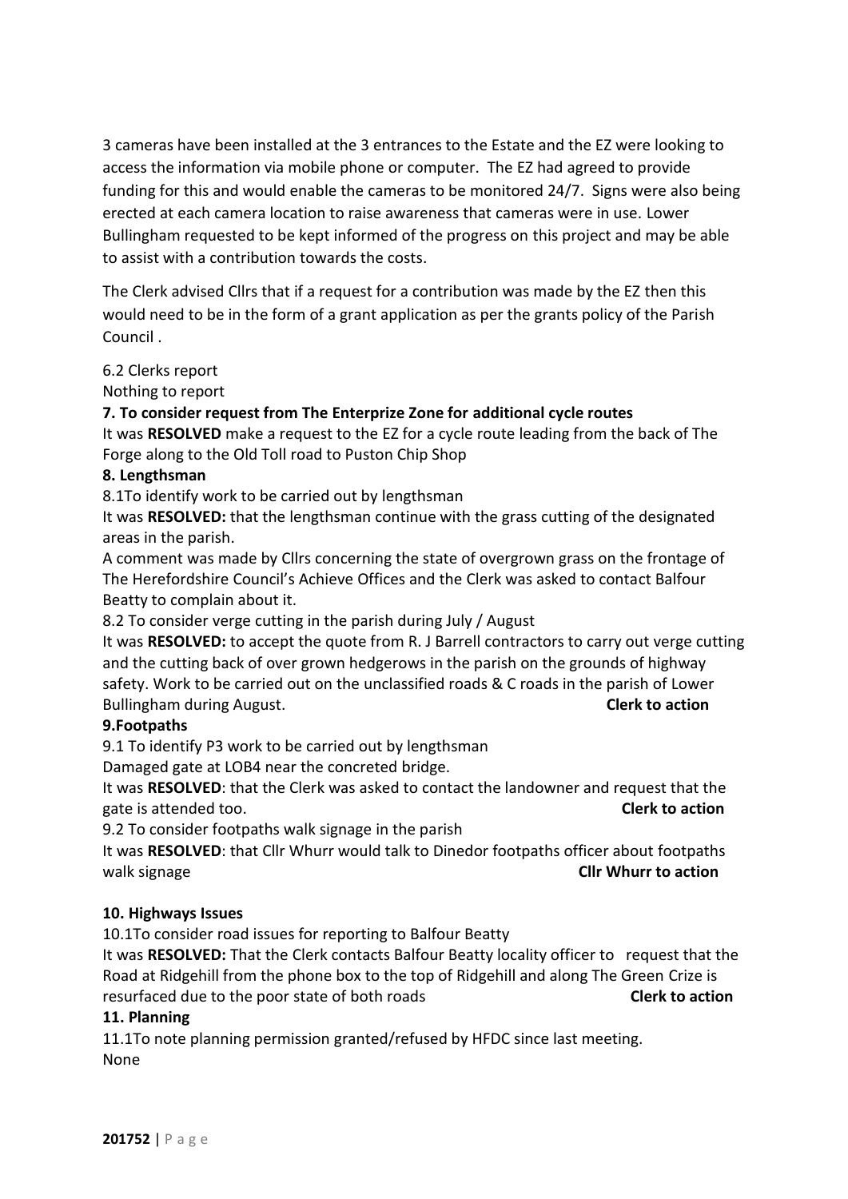3 cameras have been installed at the 3 entrances to the Estate and the EZ were looking to access the information via mobile phone or computer. The EZ had agreed to provide funding for this and would enable the cameras to be monitored 24/7. Signs were also being erected at each camera location to raise awareness that cameras were in use. Lower Bullingham requested to be kept informed of the progress on this project and may be able to assist with a contribution towards the costs.

The Clerk advised Cllrs that if a request for a contribution was made by the EZ then this would need to be in the form of a grant application as per the grants policy of the Parish Council .

6.2 Clerks report

Nothing to report

**7. To consider request from The Enterprize Zone for additional cycle routes**

It was **RESOLVED** make a request to the EZ for a cycle route leading from the back of The Forge along to the Old Toll road to Puston Chip Shop

**8. Lengthsman**

8.1To identify work to be carried out by lengthsman

It was **RESOLVED:** that the lengthsman continue with the grass cutting of the designated areas in the parish.

A comment was made by Cllrs concerning the state of overgrown grass on the frontage of The Herefordshire Council's Achieve Offices and the Clerk was asked to contact Balfour Beatty to complain about it.

8.2 To consider verge cutting in the parish during July / August

It was **RESOLVED:** to accept the quote from R. J Barrell contractors to carry out verge cutting and the cutting back of over grown hedgerows in the parish on the grounds of highway safety. Work to be carried out on the unclassified roads & C roads in the parish of Lower Bullingham during August. **Clerk to action**

**9.Footpaths**

9.1 To identify P3 work to be carried out by lengthsman

Damaged gate at LOB4 near the concreted bridge.

It was **RESOLVED**: that the Clerk was asked to contact the landowner and request that the gate is attended too. **Clerk to action**

9.2 To consider footpaths walk signage in the parish

It was **RESOLVED**: that Cllr Whurr would talk to Dinedor footpaths officer about footpaths walk signage **Cllr Whurr to action**

**10. Highways Issues**

10.1To consider road issues for reporting to Balfour Beatty

It was **RESOLVED:** That the Clerk contacts Balfour Beatty locality officer to request that the Road at Ridgehill from the phone box to the top of Ridgehill and along The Green Crize is resurfaced due to the poor state of both roads **Clerk to action**

**11. Planning**

11.1To note planning permission granted/refused by HFDC since last meeting.

None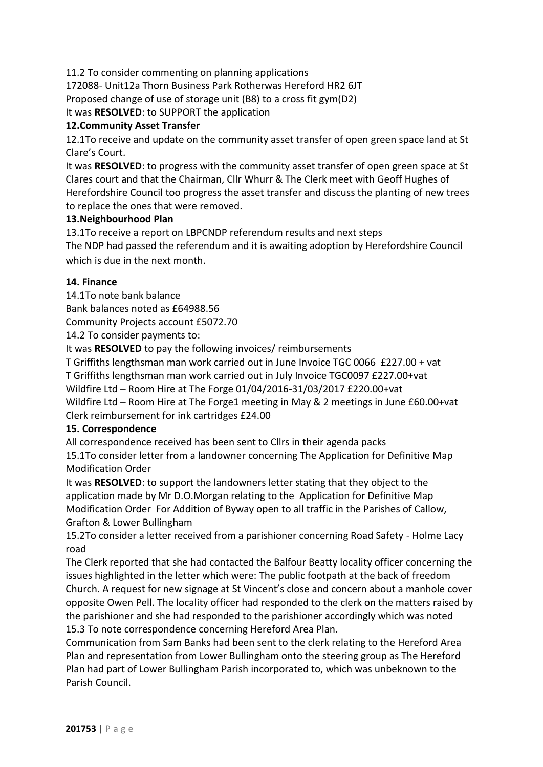11.2 To consider commenting on planning applications

172088- Unit12a Thorn Business Park Rotherwas Hereford HR2 6JT

Proposed change of use of storage unit (B8) to a cross fit gym(D2)

It was **RESOLVED**: to SUPPORT the application

**12.Community Asset Transfer**

12.1To receive and update on the community asset transfer of open green space land at St Clare's Court.

It was **RESOLVED**: to progress with the community asset transfer of open green space at St Clares court and that the Chairman, Cllr Whurr & The Clerk meet with Geoff Hughes of Herefordshire Council too progress the asset transfer and discuss the planting of new trees to replace the ones that were removed.

**13.Neighbourhood Plan**

13.1To receive a report on LBPCNDP referendum results and next steps

The NDP had passed the referendum and it is awaiting adoption by Herefordshire Council which is due in the next month.

**14. Finance**

14.1To note bank balance

Bank balances noted as £64988.56

Community Projects account £5072.70

14.2 To consider payments to:

It was **RESOLVED** to pay the following invoices/ reimbursements

T Griffiths lengthsman man work carried out in June Invoice TGC 0066 £227.00 + vat

T Griffiths lengthsman man work carried out in July Invoice TGC0097 £227.00+vat

Wildfire Ltd – Room Hire at The Forge 01/04/2016-31/03/2017 £220.00+vat

Wildfire Ltd – Room Hire at The Forge1 meeting in May & 2 meetings in June £60.00+vat

Clerk reimbursement for ink cartridges £24.00

**15. Correspondence**

All correspondence received has been sent to Cllrs in their agenda packs

15.1To consider letter from a landowner concerning The Application for Definitive Map Modification Order

It was **RESOLVED**: to support the landowners letter stating that they object to the application made by Mr D.O.Morgan relating to the Application for Definitive Map Modification Order For Addition of Byway open to all traffic in the Parishes of Callow, Grafton & Lower Bullingham

15.2To consider a letter received from a parishioner concerning Road Safety - Holme Lacy road

The Clerk reported that she had contacted the Balfour Beatty locality officer concerning the issues highlighted in the letter which were: The public footpath at the back of freedom Church. A request for new signage at St Vincent's close and concern about a manhole cover opposite Owen Pell. The locality officer had responded to the clerk on the matters raised by the parishioner and she had responded to the parishioner accordingly which was noted

15.3 To note correspondence concerning Hereford Area Plan.

Communication from Sam Banks had been sent to the clerk relating to the Hereford Area Plan and representation from Lower Bullingham onto the steering group as The Hereford Plan had part of Lower Bullingham Parish incorporated to, which was unbeknown to the Parish Council.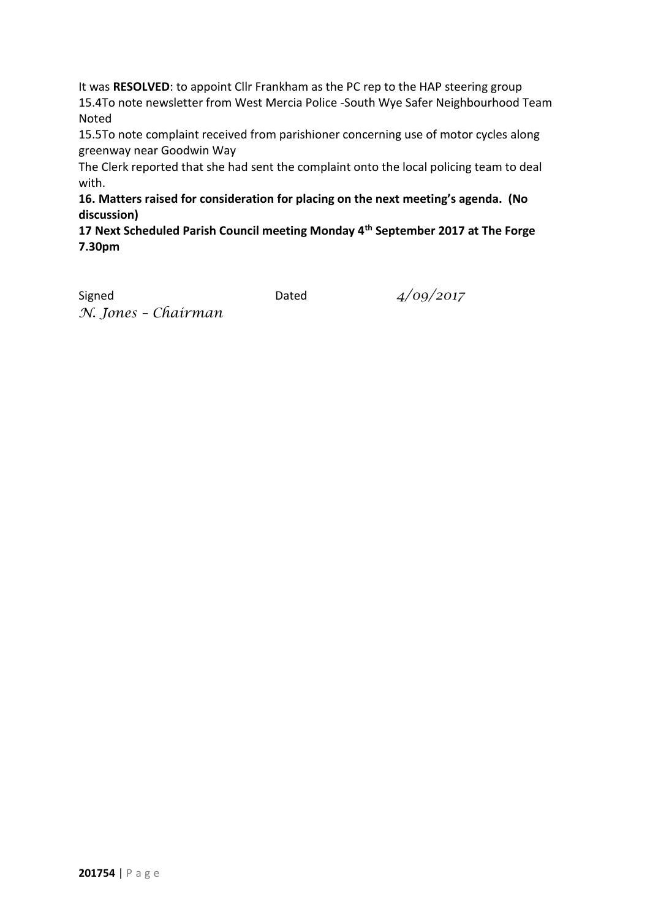It was **RESOLVED**: to appoint Cllr Frankham as the PC rep to the HAP steering group

15.4To note newsletter from West Mercia Police -South Wye Safer Neighbourhood Team

Noted

15.5To note complaint received from parishioner concerning use of motor cycles along greenway near Goodwin Way

The Clerk reported that she had sent the complaint onto the local policing team to deal with.

**16. Matters raised for consideration for placing on the next meeting's agenda. (No discussion)**

**17 Next Scheduled Parish Council meeting Monday 4th September 2017 at The Forge 7.30pm**

Signed Dated *4/09/2017*

*N. Jones – Chairman*